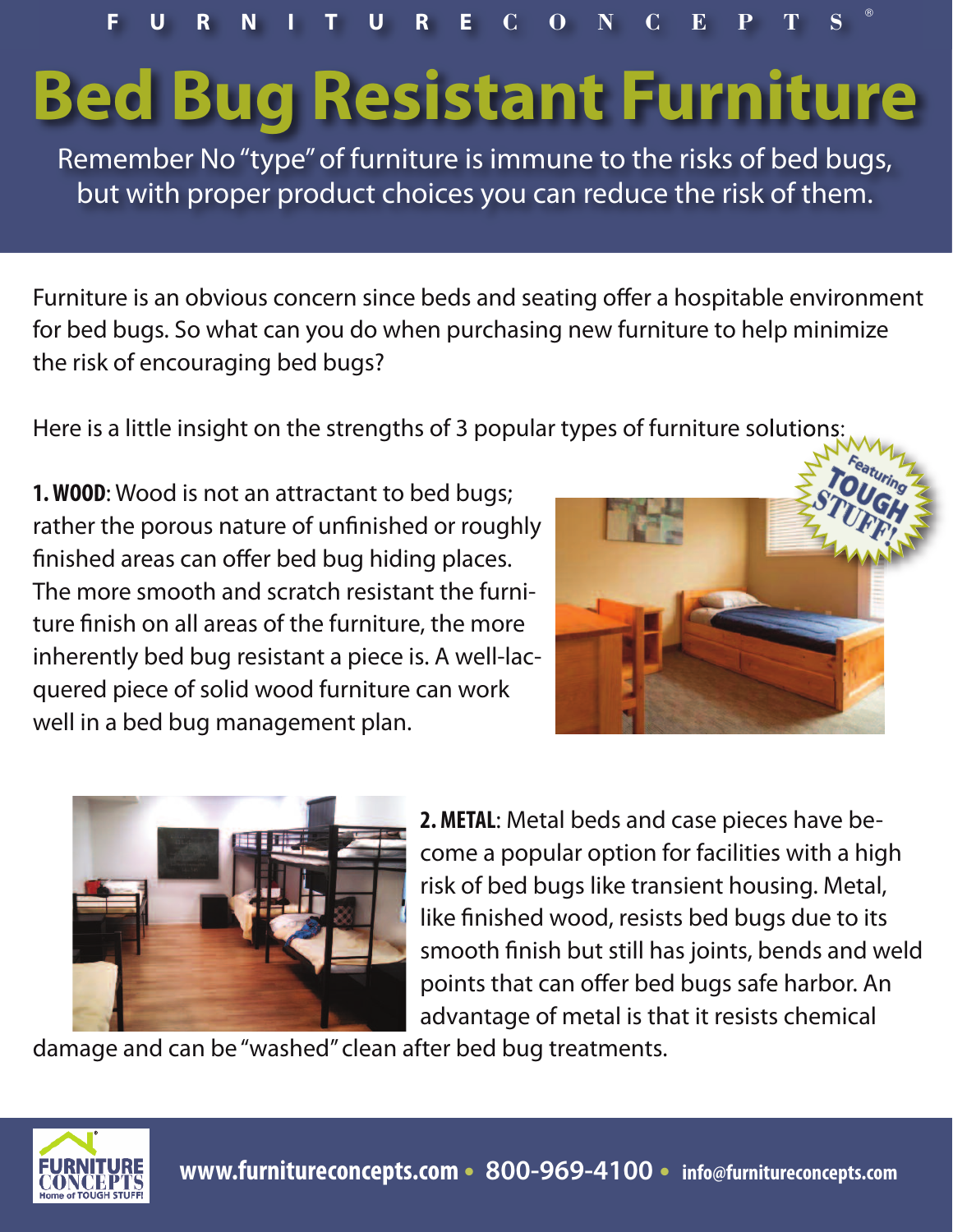FURNITURE CONCEPTS®

# Bed Bug Resistant Furniture

Remember No "type" of furniture is immune to the risks of bed bugs, but with proper product choices you can reduce the risk of them.

Furniture is an obvious concern since beds and seating offer a hospitable environment for bed bugs. So what can you do when purchasing new furniture to help minimize the risk of encouraging bed bugs?

Here is a little insight on the strengths of 3 popular types of furniture solutions:

Featuring TOUGH STUFF!

**1. WOOD**: Wood is not an attractant to bed bugs; rather the porous nature of unfinished or roughly finished areas can offer bed bug hiding places. The more smooth and scratch resistant the furniture finish on all areas of the furniture, the more inherently bed bug resistant a piece is. A well-lacquered piece of solid wood furniture can work well in a bed bug management plan.

**2. METAL**: Metal beds and case pieces have become a popular option for facilities with a high risk of bed bugs like transient housing. Metal, like finished wood, resists bed bugs due to its smooth finish but still has joints, bends and weld points that can offer bed bugs safe harbor. An advantage of metal is that it resists chemical damage and can be "washed" clean after bed bug treatments.

FURNITURE CONCEPTS Home of TOUGH STUFF!

**www.furnitureconcepts.com • 800-969-4100 • info@furnitureconcepts.com**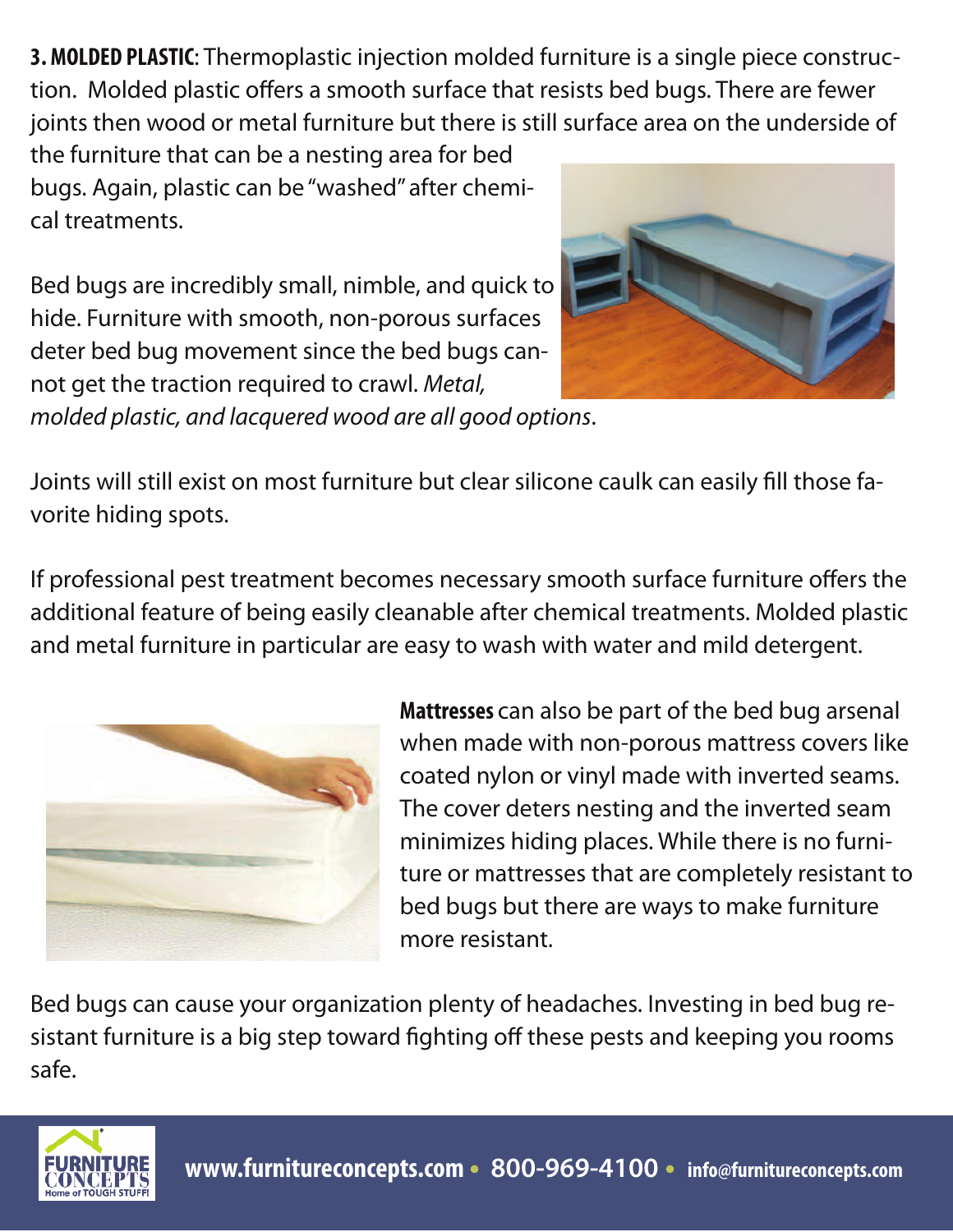**3. MOLDED PLASTIC**: Thermoplastic injection molded furniture is a single piece construction. Molded plastic offers a smooth surface that resists bed bugs. There are fewer joints then wood or metal furniture but there is still surface area on the underside of the furniture that can be a nesting area for bed bugs. Again, plastic can be "washed" after chemical treatments.

Bed bugs are incredibly small, nimble, and quick to hide. Furniture with smooth, non-porous surfaces deter bed bug movement since the bed bugs cannot get the traction required to crawl. *Metal, molded plastic, and lacquered wood are all good options*.

Joints will still exist on most furniture but clear silicone caulk can easily fill those favorite hiding spots.

If professional pest treatment becomes necessary smooth surface furniture offers the additional feature of being easily cleanable after chemical treatments. Molded plastic and metal furniture in particular are easy to wash with water and mild detergent.

**Mattresses** can also be part of the bed bug arsenal when made with non-porous mattress covers like coated nylon or vinyl made with inverted seams. The cover deters nesting and the inverted seam minimizes hiding places. While there is no furniture or mattresses that are completely resistant to bed bugs but there are ways to make furniture more resistant.

Bed bugs can cause your organization plenty of headaches. Investing in bed bug resistant furniture is a big step toward fighting off these pests and keeping you rooms safe.

FURNITURE CONCEPTS Home of TOUGH STUFF!

**www.furnitureconcepts.com • 800-969-4100 • info@furnitureconcepts.com**